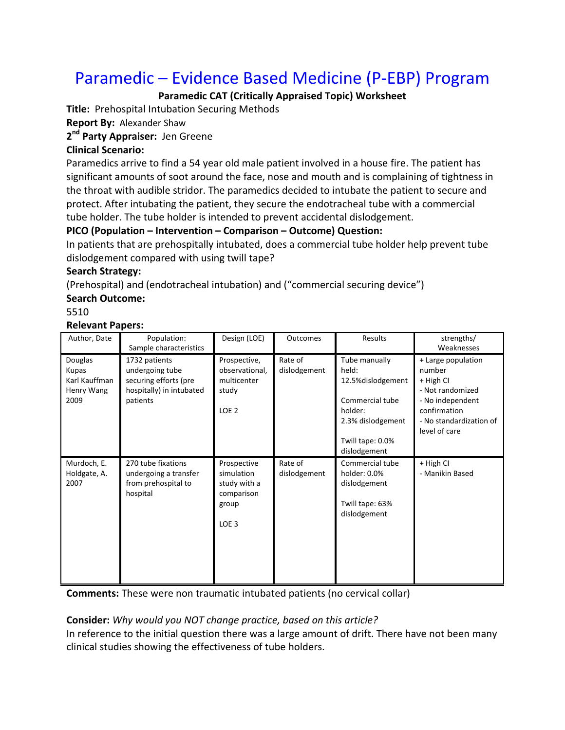# Paramedic – Evidence Based Medicine (P-EBP) Program

**Paramedic CAT (Critically Appraised Topic) Worksheet**

**Title:** Prehospital Intubation Securing Methods

**Report By:** Alexander Shaw

**2nd Party Appraiser:** Jen Greene

**Clinical Scenario:**

Paramedics arrive to find a 54 year old male patient involved in a house fire. The patient has significant amounts of soot around the face, nose and mouth and is complaining of tightness in the throat with audible stridor. The paramedics decided to intubate the patient to secure and protect. After intubating the patient, they secure the endotracheal tube with a commercial tube holder. The tube holder is intended to prevent accidental dislodgement.

**PICO (Population – Intervention – Comparison – Outcome) Question:**

In patients that are prehospitally intubated, does a commercial tube holder help prevent tube dislodgement compared with using twill tape?

**Search Strategy:**

(Prehospital) and (endotracheal intubation) and ("commercial securing device")

**Search Outcome:**

5510

**Relevant Papers:**

| Author, Date | Population: Sample characteristics | Design (LOE) | Outcomes | Results | strengths/ Weaknesses |
|---|---|---|---|---|---|
| Douglas Kupas<br>Karl Kauffman<br>Henry Wang<br>2009 | 1732 patients undergoing tube securing efforts (pre hospitally) in intubated patients | Prospective, observational, multicenter study<br><br>LOE 2 | Rate of dislodgement | Tube manually held: 12.5%dislodgement<br><br>Commercial tube holder: 2.3% dislodgement<br><br>Twill tape: 0.0% dislodgement | + Large population number<br>+ High CI<br>- Not randomized<br>- No independent confirmation<br>- No standardization of level of care |
| Murdoch, E.<br>Holdgate, A.<br>2007 | 270 tube fixations undergoing a transfer from prehospital to hospital | Prospective simulation study with a comparison group<br><br>LOE 3 | Rate of dislodgement | Commercial tube holder: 0.0% dislodgement<br><br>Twill tape: 63% dislodgement | + High CI<br>- Manikin Based |

**Comments:** These were non traumatic intubated patients (no cervical collar)

**Consider:** *Why would you NOT change practice, based on this article?*

In reference to the initial question there was a large amount of drift. There have not been many clinical studies showing the effectiveness of tube holders.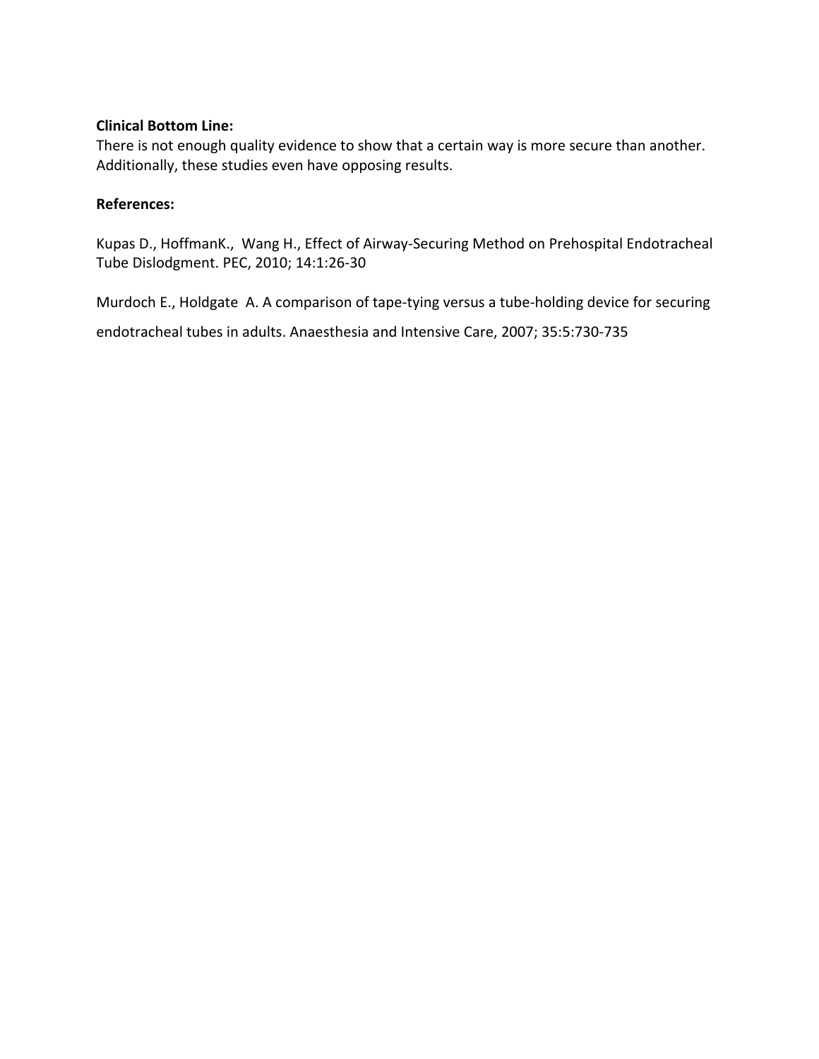**Clinical Bottom Line:**
There is not enough quality evidence to show that a certain way is more secure than another. Additionally, these studies even have opposing results.

**References:**

Kupas D., HoffmanK., Wang H., Effect of Airway-Securing Method on Prehospital Endotracheal Tube Dislodgment. PEC, 2010; 14:1:26-30

Murdoch E., Holdgate A. A comparison of tape-tying versus a tube-holding device for securing endotracheal tubes in adults. Anaesthesia and Intensive Care, 2007; 35:5:730-735